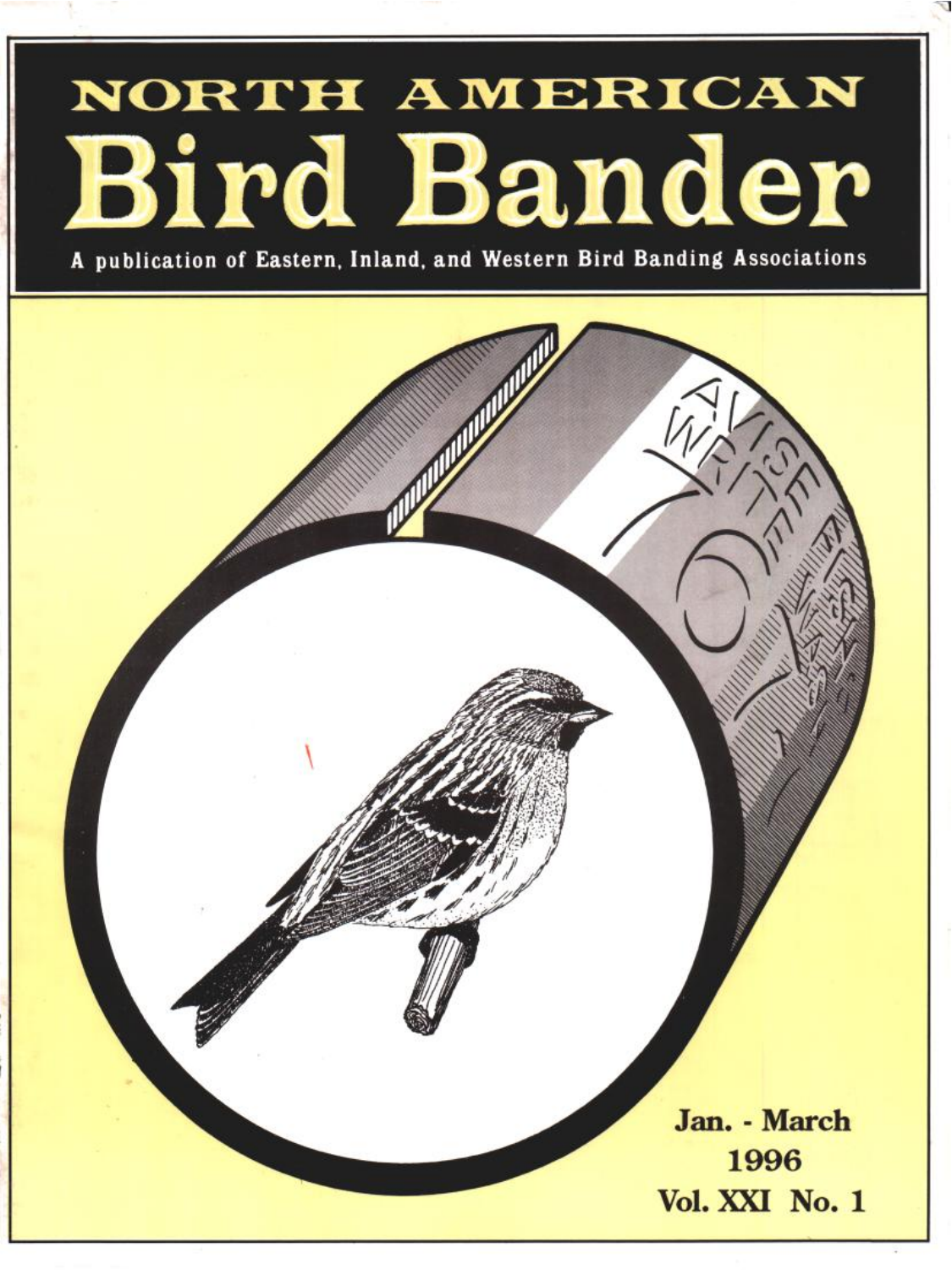# NORTH AMERICAN Bird Bander

A publication of Eastern, Inland, and Western Bird Banding Associations

Jan. - March 1996

Vol. XXI No. 1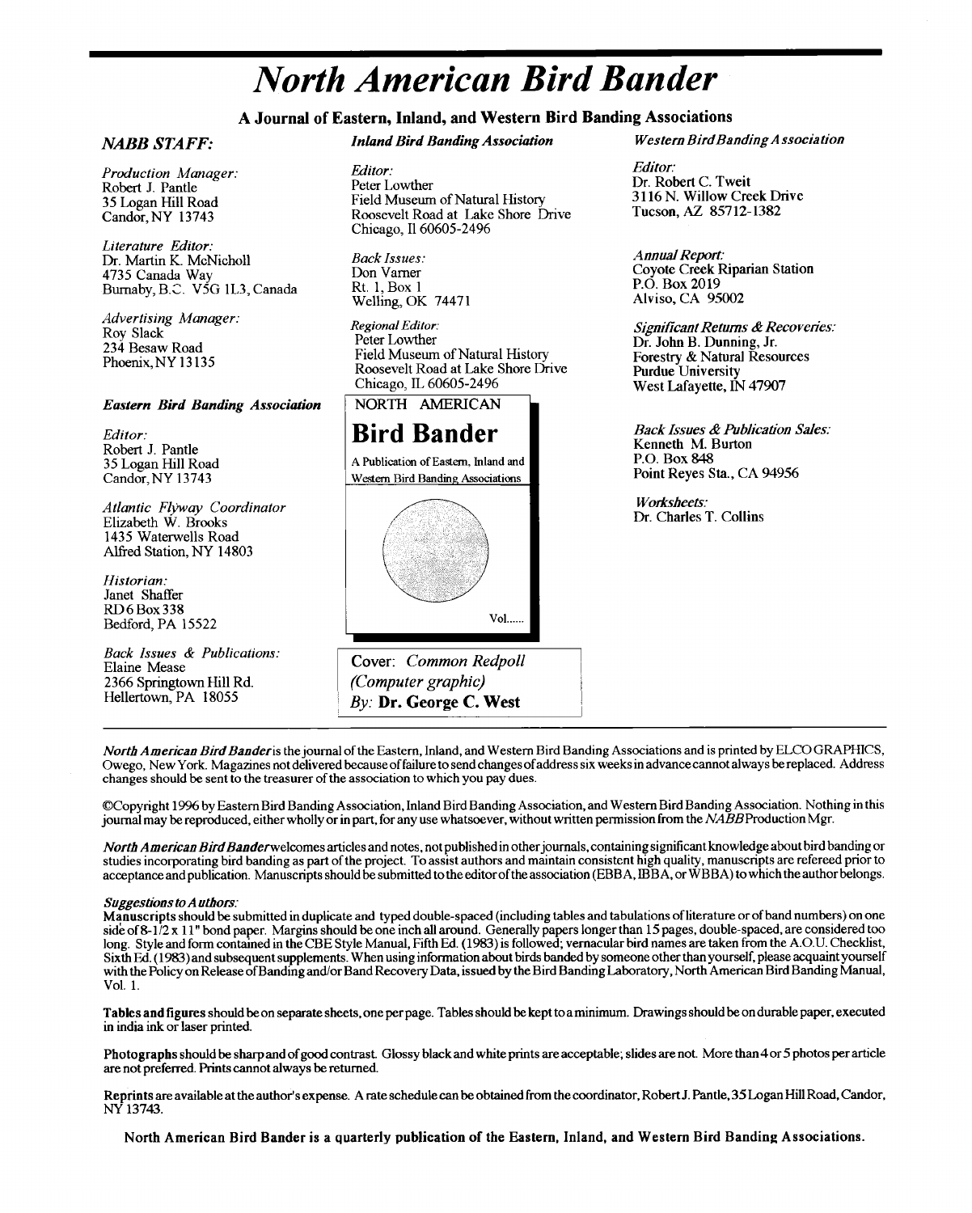# North American Bird Bander

**A Journal of Eastern, Inland, and Western Bird Banding Associations**

### *NABB STAFF:*

*Production Manager:*
Robert J. Pantle
35 Logan Hill Road
Candor, NY 13743

*Literature Editor:*
Dr. Martin K. McNicholl
4735 Canada Way
Burnaby, B.C. V5G 1L3, Canada

*Advertising Manager:*
Roy Slack
234 Besaw Road
Phoenix, NY 13135

### *Eastern Bird Banding Association*

*Editor:*
Robert J. Pantle
35 Logan Hill Road
Candor, NY 13743

*Atlantic Flyway Coordinator*
Elizabeth W. Brooks
1435 Waterwells Road
Alfred Station, NY 14803

*Historian:*
Janet Shaffer
RD6 Box 338
Bedford, PA 15522

*Back Issues & Publications:*
Elaine Mease
2366 Springtown Hill Rd.
Hellertown, PA 18055

### *Inland Bird Banding Association*

*Editor:*
Peter Lowther
Field Museum of Natural History
Roosevelt Road at Lake Shore Drive
Chicago, Il 60605-2496

*Back Issues:*
Don Varner
Rt. 1, Box 1
Welling, OK 74471

*Regional Editor:*
Peter Lowther
Field Museum of Natural History
Roosevelt Road at Lake Shore Drive
Chicago, IL 60605-2496

NORTH AMERICAN
**Bird Bander**
A Publication of Eastern, Inland and Western Bird Banding Associations
Vol......

Cover: *Common Redpoll (Computer graphic)*
*By:* **Dr. George C. West**

### *Western Bird Banding Association*

*Editor:*
Dr. Robert C. Tweit
3116 N. Willow Creek Drive
Tucson, AZ 85712-1382

*Annual Report:*
Coyote Creek Riparian Station
P.O. Box 2019
Alviso, CA 95002

*Significant Returns & Recoveries:*
Dr. John B. Dunning, Jr.
Forestry & Natural Resources
Purdue University
West Lafayette, IN 47907

*Back Issues & Publication Sales:*
Kenneth M. Burton
P.O. Box 848
Point Reyes Sta., CA 94956

*Worksheets:*
Dr. Charles T. Collins

---

***North American Bird Bander*** is the journal of the Eastern, Inland, and Western Bird Banding Associations and is printed by ELCO GRAPHICS, Owego, New York. Magazines not delivered because of failure to send changes of address six weeks in advance cannot always be replaced. Address changes should be sent to the treasurer of the association to which you pay dues.

©Copyright 1996 by Eastern Bird Banding Association, Inland Bird Banding Association, and Western Bird Banding Association. Nothing in this journal may be reproduced, either wholly or in part, for any use whatsoever, without written permission from the *NABB* Production Mgr.

***North American Bird Bander*** welcomes articles and notes, not published in other journals, containing significant knowledge about bird banding or studies incorporating bird banding as part of the project. To assist authors and maintain consistent high quality, manuscripts are refereed prior to acceptance and publication. Manuscripts should be submitted to the editor of the association (EBBA, IBBA, or WBBA) to which the author belongs.

***Suggestions to Authors:***
**Manuscripts** should be submitted in duplicate and typed double-spaced (including tables and tabulations of literature or of band numbers) on one side of 8-1/2 x 11" bond paper. Margins should be one inch all around. Generally papers longer than 15 pages, double-spaced, are considered too long. Style and form contained in the CBE Style Manual, Fifth Ed. (1983) is followed; vernacular bird names are taken from the A.O.U. Checklist, Sixth Ed. (1983) and subsequent supplements. When using information about birds banded by someone other than yourself, please acquaint yourself with the Policy on Release of Banding and/or Band Recovery Data, issued by the Bird Banding Laboratory, North American Bird Banding Manual, Vol. 1.

**Tables and figures** should be on separate sheets, one per page. Tables should be kept to a minimum. Drawings should be on durable paper, executed in india ink or laser printed.

**Photographs** should be sharp and of good contrast. Glossy black and white prints are acceptable; slides are not. More than 4 or 5 photos per article are not preferred. Prints cannot always be returned.

**Reprints** are available at the author's expense. A rate schedule can be obtained from the coordinator, Robert J. Pantle, 35 Logan Hill Road, Candor, NY 13743.

**North American Bird Bander is a quarterly publication of the Eastern, Inland, and Western Bird Banding Associations.**